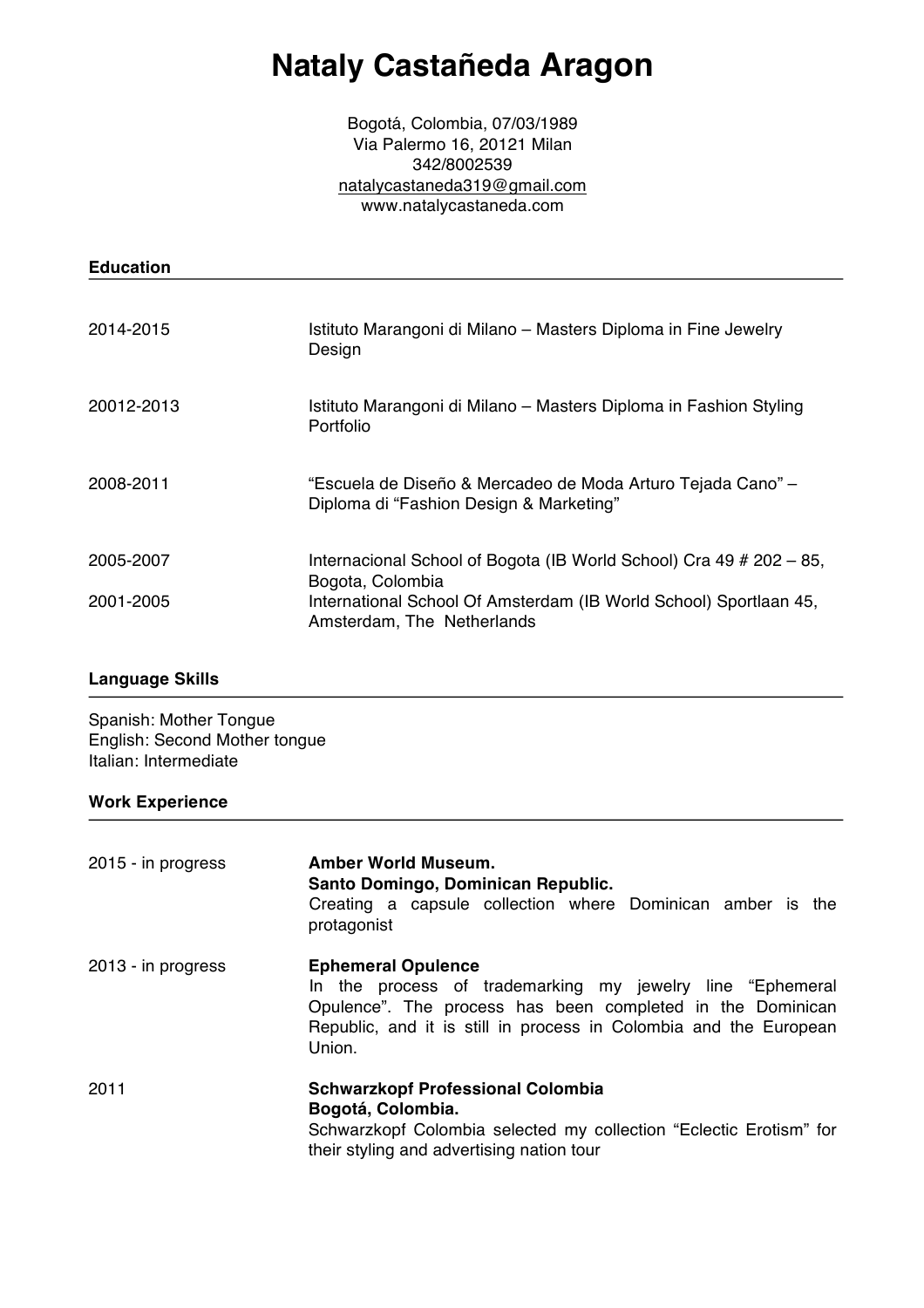# Nataly Castañeda Aragon

Bogotá, Colombia, 07/03/1989
Via Palermo 16, 20121 Milan
342/8002539
natalycastaneda319@gmail.com
www.natalycastaneda.com

## Education

| | |
|---|---|
| 2014-2015 | Istituto Marangoni di Milano – Masters Diploma in Fine Jewelry Design |
| 20012-2013 | Istituto Marangoni di Milano – Masters Diploma in Fashion Styling Portfolio |
| 2008-2011 | "Escuela de Diseño & Mercadeo de Moda Arturo Tejada Cano" – Diploma di "Fashion Design & Marketing" |
| 2005-2007 | Internacional School of Bogota (IB World School) Cra 49 # 202 – 85, Bogota, Colombia |
| 2001-2005 | International School Of Amsterdam (IB World School) Sportlaan 45, Amsterdam, The Netherlands |

## Language Skills

Spanish: Mother Tongue
English: Second Mother tongue
Italian: Intermediate

## Work Experience

**2015 - in progress**

**Amber World Museum.**
**Santo Domingo, Dominican Republic.**
Creating a capsule collection where Dominican amber is the protagonist

**2013 - in progress**

**Ephemeral Opulence**
In the process of trademarking my jewelry line "Ephemeral Opulence". The process has been completed in the Dominican Republic, and it is still in process in Colombia and the European Union.

**2011**

**Schwarzkopf Professional Colombia**
**Bogotá, Colombia.**
Schwarzkopf Colombia selected my collection "Eclectic Erotism" for their styling and advertising nation tour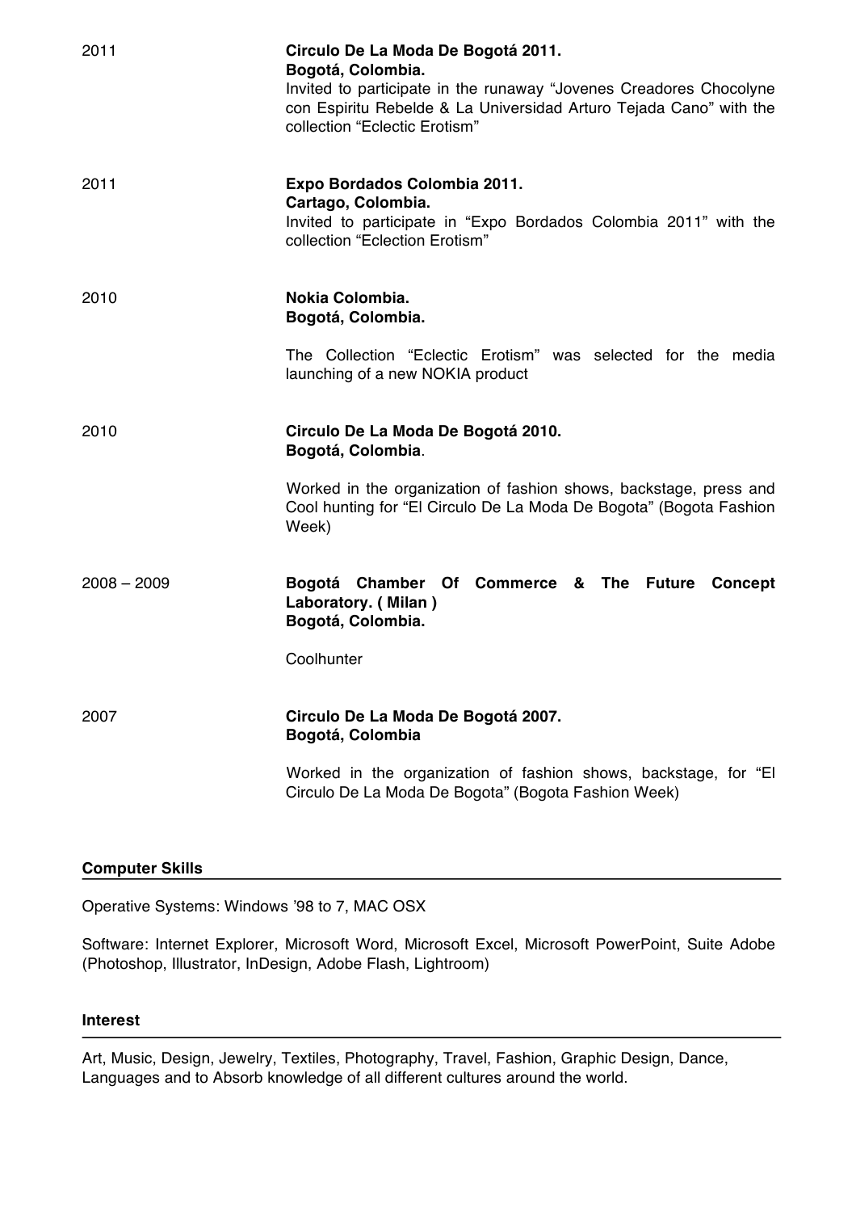2011

**Circulo De La Moda De Bogotá 2011.**
**Bogotá, Colombia.**
Invited to participate in the runaway "Jovenes Creadores Chocolyne con Espiritu Rebelde & La Universidad Arturo Tejada Cano" with the collection "Eclectic Erotism"

2011

**Expo Bordados Colombia 2011.**
**Cartago, Colombia.**
Invited to participate in "Expo Bordados Colombia 2011" with the collection "Eclection Erotism"

2010

**Nokia Colombia.**
**Bogotá, Colombia.**

The Collection "Eclectic Erotism" was selected for the media launching of a new NOKIA product

2010

**Circulo De La Moda De Bogotá 2010.**
**Bogotá, Colombia**.

Worked in the organization of fashion shows, backstage, press and Cool hunting for "El Circulo De La Moda De Bogota" (Bogota Fashion Week)

2008 – 2009

**Bogotá Chamber Of Commerce & The Future Concept Laboratory. ( Milan )**
**Bogotá, Colombia.**

Coolhunter

2007

**Circulo De La Moda De Bogotá 2007.**
**Bogotá, Colombia**

Worked in the organization of fashion shows, backstage, for "El Circulo De La Moda De Bogota" (Bogota Fashion Week)

### Computer Skills

Operative Systems: Windows '98 to 7, MAC OSX

Software: Internet Explorer, Microsoft Word, Microsoft Excel, Microsoft PowerPoint, Suite Adobe (Photoshop, Illustrator, InDesign, Adobe Flash, Lightroom)

### Interest

Art, Music, Design, Jewelry, Textiles, Photography, Travel, Fashion, Graphic Design, Dance, Languages and to Absorb knowledge of all different cultures around the world.